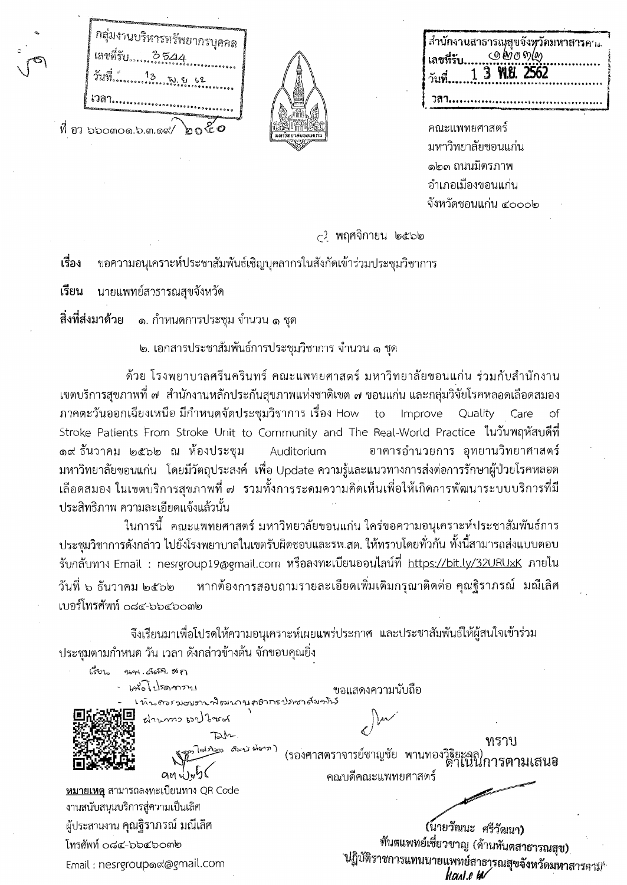กลุ่มงานบริหารทรัพยากรบุคคล
เลขที่รับ 3544
วันที่ 13 พ.ย. 62
เวลา

สำนักงานสาธารณสุขจังหวัดมหาสารคาม
เลขที่รับ ๑๒๐๓๒
วันที่ 13 พ.ย. 2562
เวลา

ที่ อว ๖๖๐๓๐๑.๖.๓.๑๙/ ๒๐๕๐

คณะแพทยศาสตร์
มหาวิทยาลัยขอนแก่น
๑๒๓ ถนนมิตรภาพ
อำเภอเมืองขอนแก่น
จังหวัดขอนแก่น ๔๐๐๐๒

๔ พฤศจิกายน ๒๕๖๒

**เรื่อง** ขอความอนุเคราะห์ประชาสัมพันธ์เชิญบุคลากรในสังกัดเข้าร่วมประชุมวิชาการ

**เรียน** นายแพทย์สาธารณสุขจังหวัด

**สิ่งที่ส่งมาด้วย** ๑. กำหนดการประชุม จำนวน ๑ ชุด

๒. เอกสารประชาสัมพันธ์การประชุมวิชาการ จำนวน ๑ ชุด

ด้วย โรงพยาบาลศรีนครินทร์ คณะแพทยศาสตร์ มหาวิทยาลัยขอนแก่น ร่วมกับสำนักงานเขตบริการสุขภาพที่ ๗ สำนักงานหลักประกันสุขภาพแห่งชาติเขต ๗ ขอนแก่น และกลุ่มวิจัยโรคหลอดเลือดสมองภาคตะวันออกเฉียงเหนือ มีกำหนดจัดประชุมวิชาการ เรื่อง How to Improve Quality Care of Stroke Patients From Stroke Unit to Community and The Real-World Practice ในวันพฤหัสบดีที่ ๑๙ ธันวาคม ๒๕๖๒ ณ ห้องประชุม Auditorium อาคารอำนวยการ อุทยานวิทยาศาสตร์ มหาวิทยาลัยขอนแก่น โดยมีวัตถุประสงค์ เพื่อ Update ความรู้และแนวทางการส่งต่อการรักษาผู้ป่วยโรคหลอดเลือดสมอง ในเขตบริการสุขภาพที่ ๗ รวมทั้งการระดมความคิดเห็นเพื่อให้เกิดการพัฒนาระบบบริการที่มีประสิทธิภาพ ความละเอียดแจ้งแล้วนั้น

ในการนี้ คณะแพทยศาสตร์ มหาวิทยาลัยขอนแก่น ใคร่ขอความอนุเคราะห์ประชาสัมพันธ์การประชุมวิชาการดังกล่าว ไปยังโรงพยาบาลในเขตรับผิดชอบและรพ.สต. ให้ทราบโดยทั่วกัน ทั้งนี้สามารถส่งแบบตอบรับกลับทาง Email : nesrgroup19@gmail.com หรือลงทะเบียนออนไลน์ที่ https://bit.ly/32URUxK ภายในวันที่ ๖ ธันวาคม ๒๕๖๒ หากต้องการสอบถามรายละเอียดเพิ่มเติมกรุณาติดต่อ คุณฐิราภรณ์ มณีเลิศ เบอร์โทรศัพท์ ๐๘๔-๖๖๔๖๐๓๒

จึงเรียนมาเพื่อโปรดให้ความอนุเคราะห์เผยแพร่ประกาศ และประชาสัมพันธ์ให้ผู้สนใจเข้าร่วมประชุมตามกำหนด วัน เวลา ดังกล่าวข้างต้น จักขอบคุณยิ่ง

ขอแสดงความนับถือ

(รองศาสตราจารย์ชาญชัย พานทองวิริยะกุล)
คณบดีคณะแพทยศาสตร์

เรียน นพ.สสจ.มค
- เพื่อโปรดทราบ
- เห็นควรมอบงานพัฒนาบุคลากรประชาสัมพันธ์
ผ่านทาง เวปไซต์
(นางไพรัตน์ สมบัติศรี)
๑๓ พ.ย. ๖๒

ทราบ
ดำเนินการตามเสนอ

(นายวัฒนะ ศรีวัฒนา)
ทันตแพทย์เชี่ยวชาญ (ด้านทันตสาธารณสุข)
ปฏิบัติราชการแทนนายแพทย์สาธารณสุขจังหวัดมหาสารคาม

**หมายเหตุ** สามารถลงทะเบียนทาง QR Code
งานสนับสนุนบริการสู่ความเป็นเลิศ
ผู้ประสานงาน คุณฐิราภรณ์ มณีเลิศ
โทรศัพท์ ๐๘๔-๖๖๔๖๐๓๒
Email : nesrgroup๑๙@gmail.com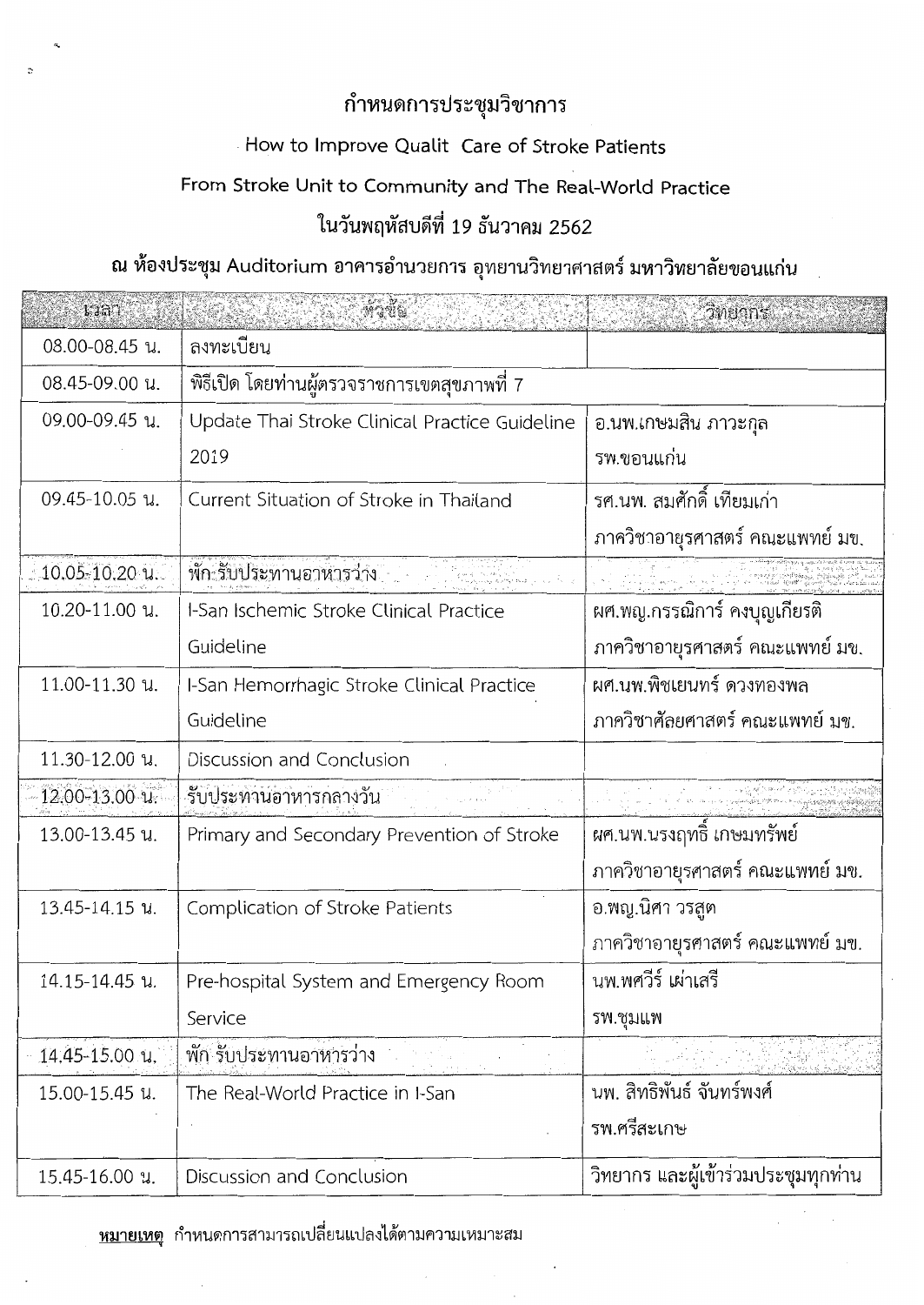# กำหนดการประชุมวิชาการ

## How to Improve Qualit  Care of Stroke Patients

## From Stroke Unit to Community and The Real-World Practice

## ในวันพฤหัสบดีที่ 19 ธันวาคม 2562

## ณ ห้องประชุม Auditorium อาคารอำนวยการ อุทยานวิทยาศาสตร์ มหาวิทยาลัยขอนแก่น

| เวลา | หัวข้อ | วิทยากร |
|---|---|---|
| 08.00-08.45 น. | ลงทะเบียน | |
| 08.45-09.00 น. | พิธีเปิด โดยท่านผู้ตรวจราชการเขตสุขภาพที่ 7 | |
| 09.00-09.45 น. | Update Thai Stroke Clinical Practice Guideline 2019 | อ.นพ.เกษมสิน ภาวะกุล รพ.ขอนแก่น |
| 09.45-10.05 น. | Current Situation of Stroke in Thailand | รศ.นพ. สมศักดิ์ เทียมเก่า ภาควิชาอายุรศาสตร์ คณะแพทย์ มข. |
| 10.05-10.20 น. | พัก รับประทานอาหารว่าง | |
| 10.20-11.00 น. | I-San Ischemic Stroke Clinical Practice Guideline | ผศ.พญ.กรรณิการ์ คงบุญเกียรติ ภาควิชาอายุรศาสตร์ คณะแพทย์ มข. |
| 11.00-11.30 น. | I-San Hemorrhagic Stroke Clinical Practice Guideline | ผศ.นพ.พิชเยนทร์ ดวงทองพล ภาควิชาศัลยศาสตร์ คณะแพทย์ มข. |
| 11.30-12.00 น. | Discussion and Conclusion | |
| 12.00-13.00 น. | รับประทานอาหารกลางวัน | |
| 13.00-13.45 น. | Primary and Secondary Prevention of Stroke | ผศ.นพ.นรงฤทธิ์ เกษมทรัพย์ ภาควิชาอายุรศาสตร์ คณะแพทย์ มข. |
| 13.45-14.15 น. | Complication of Stroke Patients | อ.พญ.นิศา วรสูต ภาควิชาอายุรศาสตร์ คณะแพทย์ มข. |
| 14.15-14.45 น. | Pre-hospital System and Emergency Room Service | นพ.พศวีร์ เผ่าเสรี รพ.ชุมแพ |
| 14.45-15.00 น. | พัก รับประทานอาหารว่าง | |
| 15.00-15.45 น. | The Real-World Practice in I-San | นพ. สิทธิพันธ์ จันทร์พงศ์ รพ.ศรีสะเกษ |
| 15.45-16.00 น. | Discussion and Conclusion | วิทยากร และผู้เข้าร่วมประชุมทุกท่าน |

**หมายเหตุ** กำหนดการสามารถเปลี่ยนแปลงได้ตามความเหมาะสม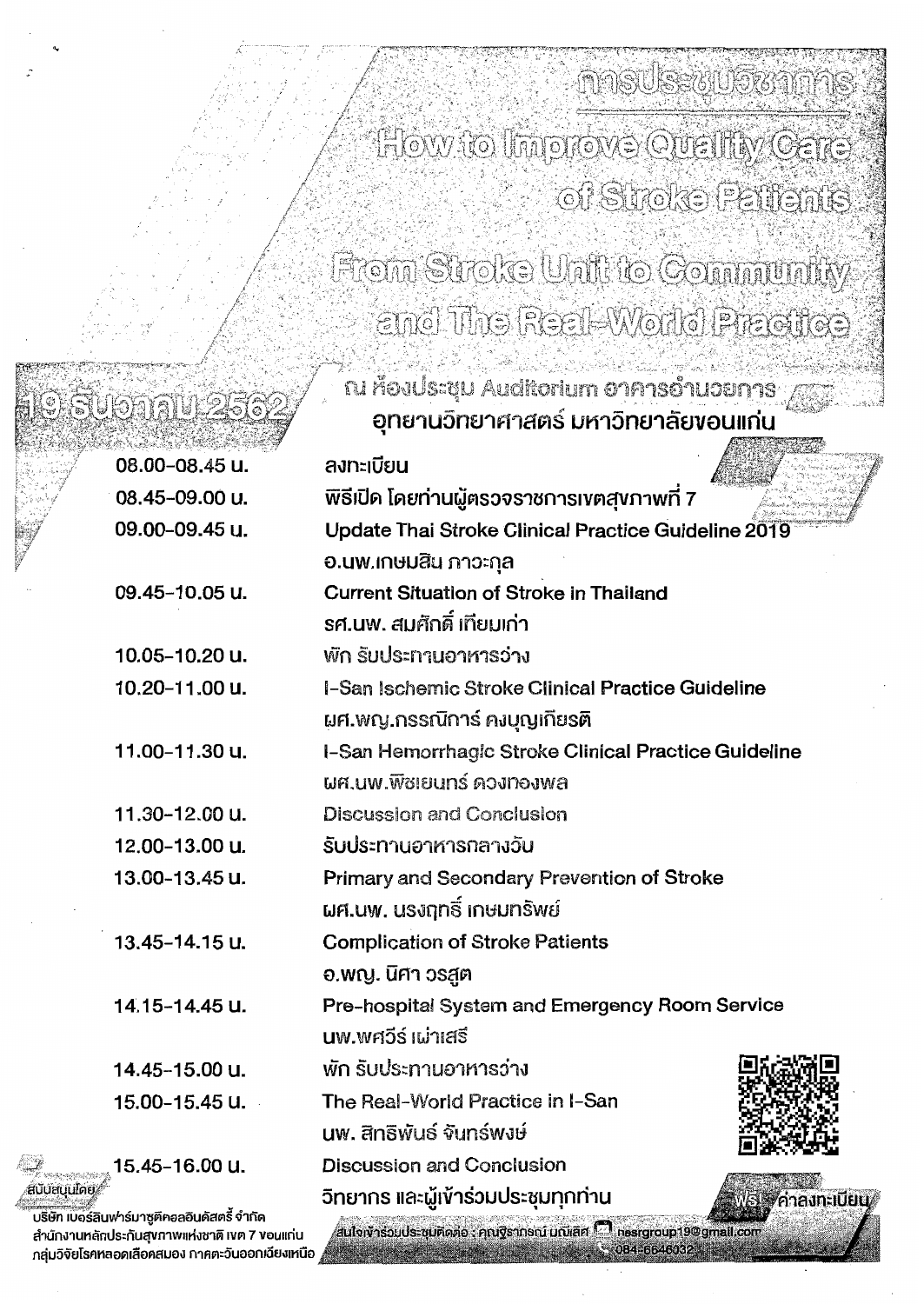# การประชุมวิชาการ

# How to Improve Quality Care of Stroke Patients

# From Stroke Unit to Community and The Real-World Practice

**19 ธันวาคม 2562**

ณ ห้องประชุม Auditorium อาคารอำนวยการ
**อุทยานวิทยาศาสตร์ มหาวิทยาลัยขอนแก่น**

| | |
|---|---|
| 08.00-08.45 น. | ลงทะเบียน |
| 08.45-09.00 น. | พิธีเปิด โดยท่านผู้ตรวจราชการเขตสุขภาพที่ 7 |
| 09.00-09.45 น. | Update Thai Stroke Clinical Practice Guideline 2019<br>อ.นพ.เกษมสิน ภาวะกุล |
| 09.45-10.05 น. | Current Situation of Stroke in Thailand<br>รศ.นพ. สมศักดิ์ เทียมเก่า |
| 10.05-10.20 น. | พัก รับประทานอาหารว่าง |
| 10.20-11.00 น. | I-San Ischemic Stroke Clinical Practice Guideline<br>ผศ.พญ.กรรณิการ์ คงบุญเกียรติ |
| 11.00-11.30 น. | I-San Hemorrhagic Stroke Clinical Practice Guideline<br>ผศ.นพ.พิชเยนทร์ ดวงทองพล |
| 11.30-12.00 น. | Discussion and Conclusion |
| 12.00-13.00 น. | รับประทานอาหารกลางวัน |
| 13.00-13.45 น. | Primary and Secondary Prevention of Stroke<br>ผศ.นพ. นรงฤทธิ์ เกษมทรัพย์ |
| 13.45-14.15 น. | Complication of Stroke Patients<br>อ.พญ. นิศา วรสูต |
| 14.15-14.45 น. | Pre-hospital System and Emergency Room Service<br>นพ.พศวีร์ เผ่าเสรี |
| 14.45-15.00 น. | พัก รับประทานอาหารว่าง |
| 15.00-15.45 น. | The Real-World Practice in I-San<br>นพ. สิทธิพันธ์ จันทร์พงษ์ |
| 15.45-16.00 น. | Discussion and Conclusion<br>วิทยากร และผู้เข้าร่วมประชุมทุกท่าน |

สนับสนุนโดย
บริษัท เบอร์ลินฟาร์มาซูติคอลอินดัสตรี้ จำกัด
สำนักงานหลักประกันสุขภาพแห่งชาติ เขต 7 ขอนแก่น
กลุ่มวิจัยโรคหลอดเลือดสมอง ภาคตะวันออกเฉียงเหนือ

สนใจเข้าร่วมประชุมติดต่อ : คุณฐิรากรณ์ มณีเสศ nesrgroup19@gmail.com 084-6646032

ฟรี ค่าลงทะเบียน